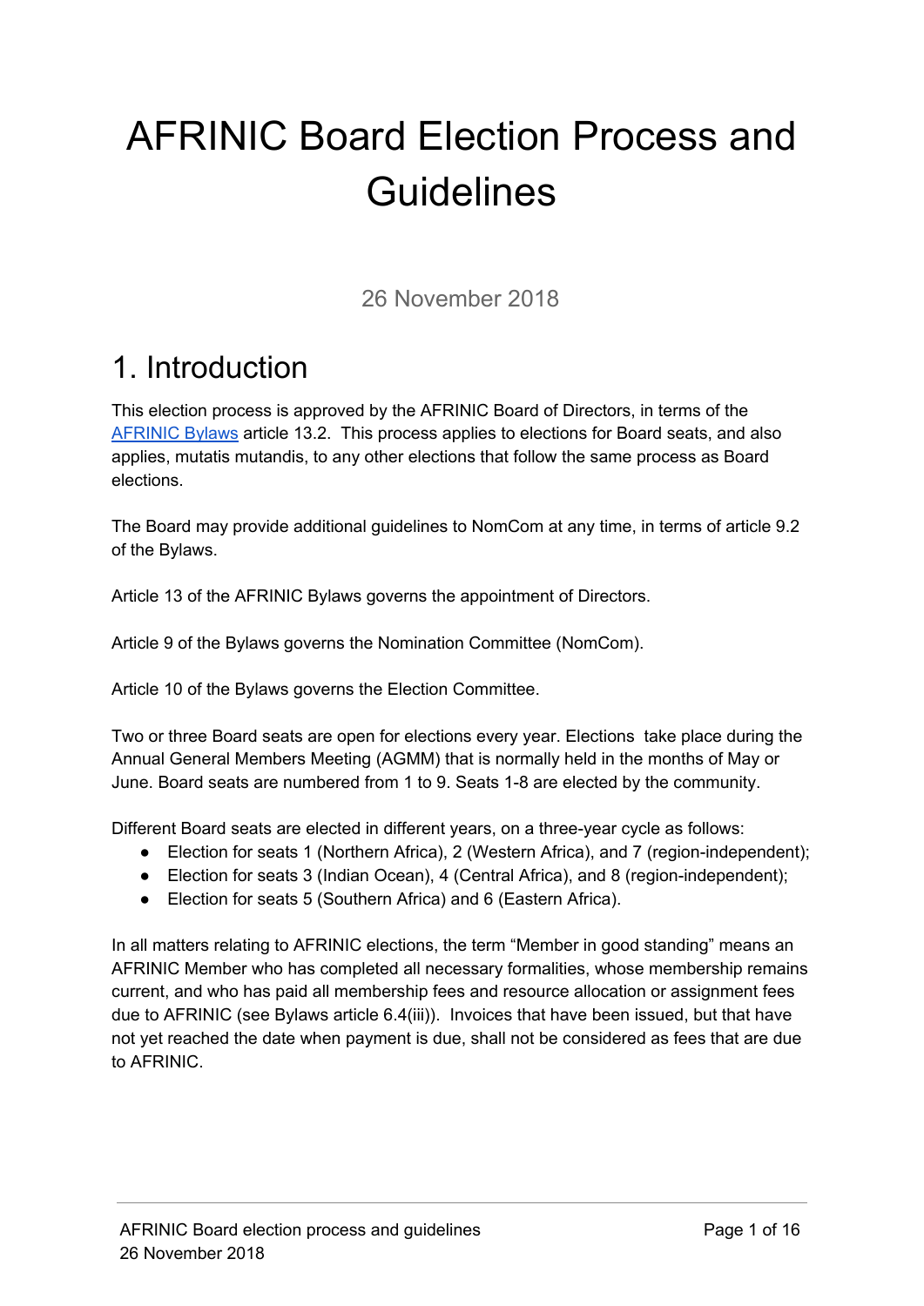# AFRINIC Board Election Process and Guidelines

26 November 2018

## 1. Introduction

This election process is approved by the AFRINIC Board of Directors, in terms of the AFRINIC Bylaws article 13.2. This process applies to elections for Board seats, and also applies, mutatis mutandis, to any other elections that follow the same process as Board elections.

The Board may provide additional guidelines to NomCom at any time, in terms of article 9.2 of the Bylaws.

Article 13 of the AFRINIC Bylaws governs the appointment of Directors.

Article 9 of the Bylaws governs the Nomination Committee (NomCom).

Article 10 of the Bylaws governs the Election Committee.

Two or three Board seats are open for elections every year. Elections take place during the Annual General Members Meeting (AGMM) that is normally held in the months of May or June. Board seats are numbered from 1 to 9. Seats 1-8 are elected by the community.

Different Board seats are elected in different years, on a three-year cycle as follows:

- Election for seats 1 (Northern Africa), 2 (Western Africa), and 7 (region-independent);
- Election for seats 3 (Indian Ocean), 4 (Central Africa), and 8 (region-independent);
- Election for seats 5 (Southern Africa) and 6 (Eastern Africa).

In all matters relating to AFRINIC elections, the term "Member in good standing" means an AFRINIC Member who has completed all necessary formalities, whose membership remains current, and who has paid all membership fees and resource allocation or assignment fees due to AFRINIC (see Bylaws article 6.4(iii)). Invoices that have been issued, but that have not yet reached the date when payment is due, shall not be considered as fees that are due to AFRINIC.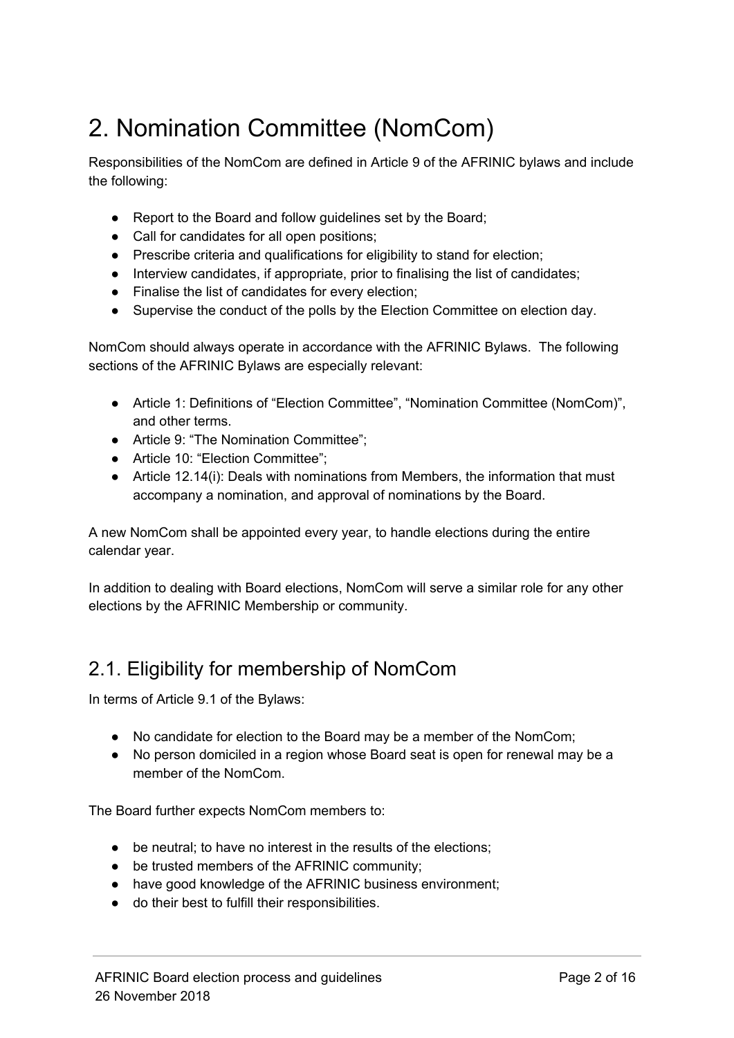# 2. Nomination Committee (NomCom)

Responsibilities of the NomCom are defined in Article 9 of the AFRINIC bylaws and include the following:

- Report to the Board and follow guidelines set by the Board;
- Call for candidates for all open positions;
- Prescribe criteria and qualifications for eligibility to stand for election;
- Interview candidates, if appropriate, prior to finalising the list of candidates;
- Finalise the list of candidates for every election;
- Supervise the conduct of the polls by the Election Committee on election day.

NomCom should always operate in accordance with the AFRINIC Bylaws. The following sections of the AFRINIC Bylaws are especially relevant:

- Article 1: Definitions of "Election Committee", "Nomination Committee (NomCom)", and other terms.
- Article 9: "The Nomination Committee";
- Article 10: "Election Committee";
- Article 12.14(i): Deals with nominations from Members, the information that must accompany a nomination, and approval of nominations by the Board.

A new NomCom shall be appointed every year, to handle elections during the entire calendar year.

In addition to dealing with Board elections, NomCom will serve a similar role for any other elections by the AFRINIC Membership or community.

## 2.1. Eligibility for membership of NomCom

In terms of Article 9.1 of the Bylaws:

- No candidate for election to the Board may be a member of the NomCom;
- No person domiciled in a region whose Board seat is open for renewal may be a member of the NomCom.

The Board further expects NomCom members to:

- be neutral; to have no interest in the results of the elections;
- be trusted members of the AFRINIC community;
- have good knowledge of the AFRINIC business environment;
- do their best to fulfill their responsibilities.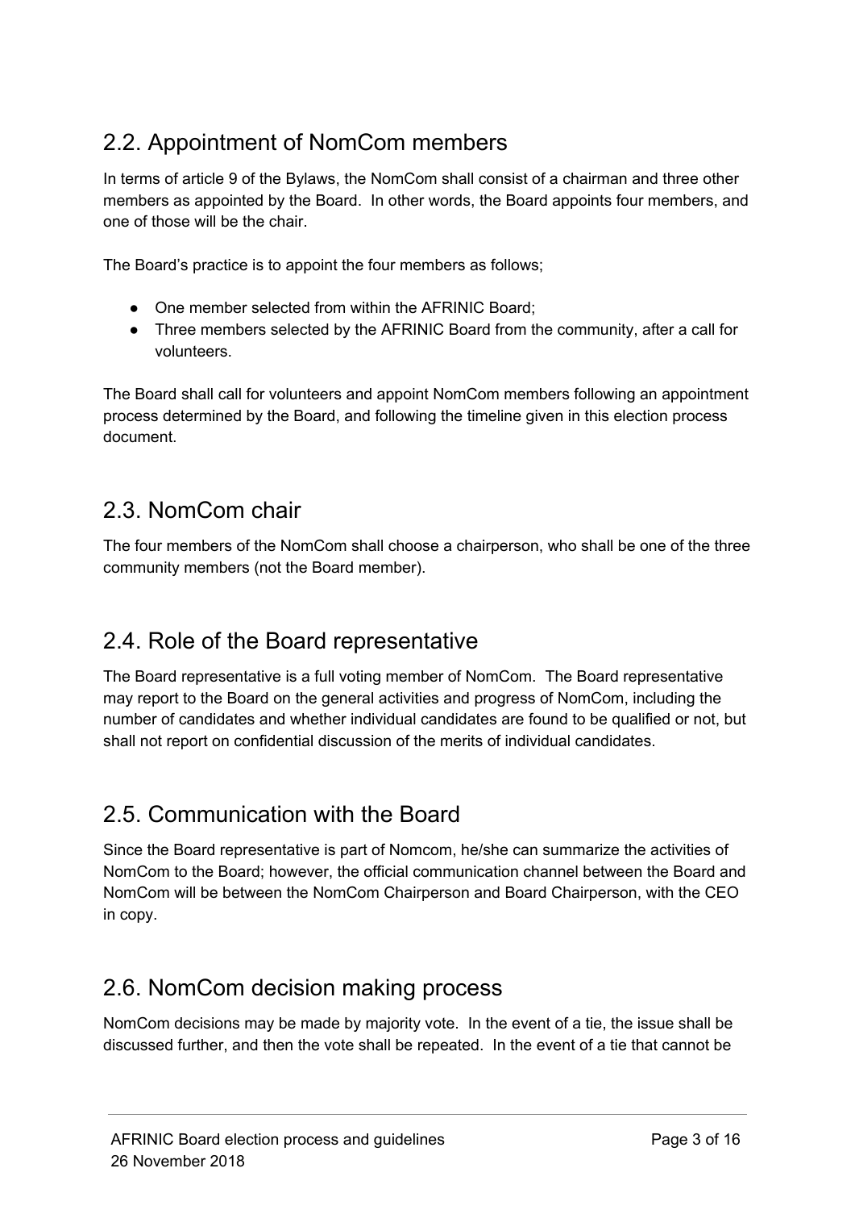## 2.2. Appointment of NomCom members

In terms of article 9 of the Bylaws, the NomCom shall consist of a chairman and three other members as appointed by the Board. In other words, the Board appoints four members, and one of those will be the chair.

The Board's practice is to appoint the four members as follows;

- One member selected from within the AFRINIC Board;
- Three members selected by the AFRINIC Board from the community, after a call for volunteers.

The Board shall call for volunteers and appoint NomCom members following an appointment process determined by the Board, and following the timeline given in this election process document.

## 2.3. NomCom chair

The four members of the NomCom shall choose a chairperson, who shall be one of the three community members (not the Board member).

## 2.4. Role of the Board representative

The Board representative is a full voting member of NomCom. The Board representative may report to the Board on the general activities and progress of NomCom, including the number of candidates and whether individual candidates are found to be qualified or not, but shall not report on confidential discussion of the merits of individual candidates.

## 2.5. Communication with the Board

Since the Board representative is part of Nomcom, he/she can summarize the activities of NomCom to the Board; however, the official communication channel between the Board and NomCom will be between the NomCom Chairperson and Board Chairperson, with the CEO in copy.

## 2.6. NomCom decision making process

NomCom decisions may be made by majority vote. In the event of a tie, the issue shall be discussed further, and then the vote shall be repeated. In the event of a tie that cannot be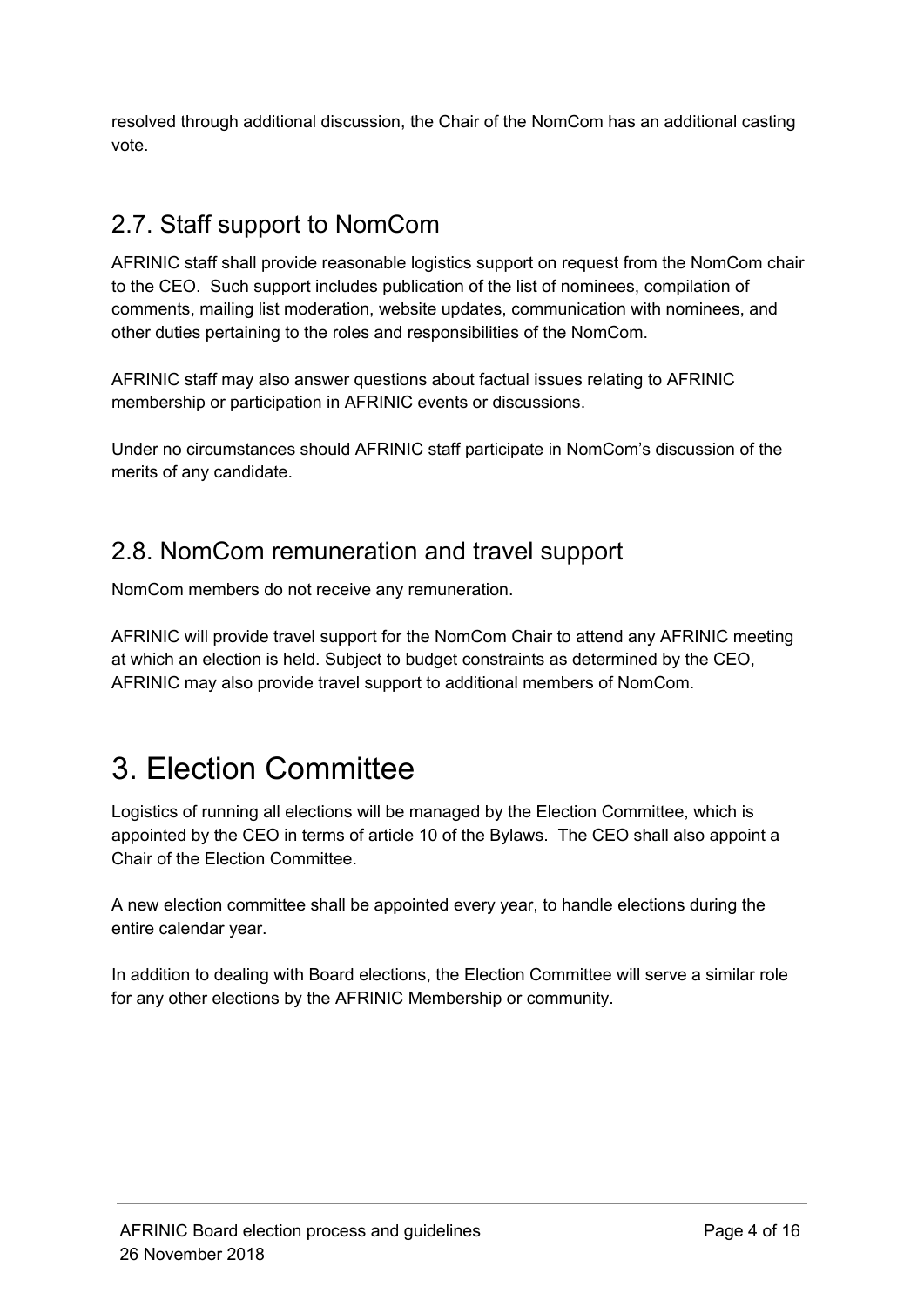resolved through additional discussion, the Chair of the NomCom has an additional casting vote.

## 2.7. Staff support to NomCom

AFRINIC staff shall provide reasonable logistics support on request from the NomCom chair to the CEO. Such support includes publication of the list of nominees, compilation of comments, mailing list moderation, website updates, communication with nominees, and other duties pertaining to the roles and responsibilities of the NomCom.

AFRINIC staff may also answer questions about factual issues relating to AFRINIC membership or participation in AFRINIC events or discussions.

Under no circumstances should AFRINIC staff participate in NomCom's discussion of the merits of any candidate.

## 2.8. NomCom remuneration and travel support

NomCom members do not receive any remuneration.

AFRINIC will provide travel support for the NomCom Chair to attend any AFRINIC meeting at which an election is held. Subject to budget constraints as determined by the CEO, AFRINIC may also provide travel support to additional members of NomCom.

# 3. Election Committee

Logistics of running all elections will be managed by the Election Committee, which is appointed by the CEO in terms of article 10 of the Bylaws. The CEO shall also appoint a Chair of the Election Committee.

A new election committee shall be appointed every year, to handle elections during the entire calendar year.

In addition to dealing with Board elections, the Election Committee will serve a similar role for any other elections by the AFRINIC Membership or community.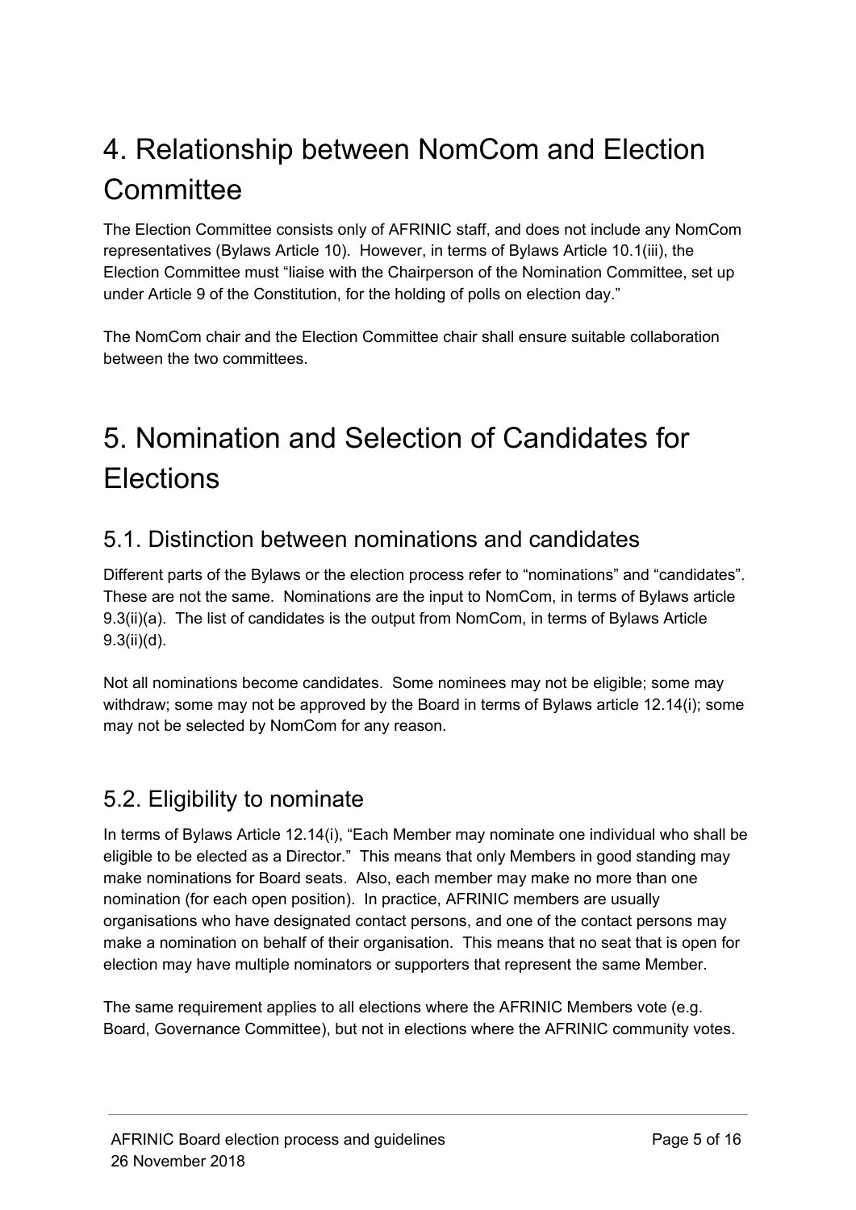# 4. Relationship between NomCom and Election Committee

The Election Committee consists only of AFRINIC staff, and does not include any NomCom representatives (Bylaws Article 10). However, in terms of Bylaws Article 10.1(iii), the Election Committee must "liaise with the Chairperson of the Nomination Committee, set up under Article 9 of the Constitution, for the holding of polls on election day."

The NomCom chair and the Election Committee chair shall ensure suitable collaboration between the two committees.

# 5. Nomination and Selection of Candidates for Elections

## 5.1. Distinction between nominations and candidates

Different parts of the Bylaws or the election process refer to "nominations" and "candidates". These are not the same. Nominations are the input to NomCom, in terms of Bylaws article 9.3(ii)(a). The list of candidates is the output from NomCom, in terms of Bylaws Article 9.3(ii)(d).

Not all nominations become candidates. Some nominees may not be eligible; some may withdraw; some may not be approved by the Board in terms of Bylaws article 12.14(i); some may not be selected by NomCom for any reason.

## 5.2. Eligibility to nominate

In terms of Bylaws Article 12.14(i), "Each Member may nominate one individual who shall be eligible to be elected as a Director." This means that only Members in good standing may make nominations for Board seats. Also, each member may make no more than one nomination (for each open position). In practice, AFRINIC members are usually organisations who have designated contact persons, and one of the contact persons may make a nomination on behalf of their organisation. This means that no seat that is open for election may have multiple nominators or supporters that represent the same Member.

The same requirement applies to all elections where the AFRINIC Members vote (e.g. Board, Governance Committee), but not in elections where the AFRINIC community votes.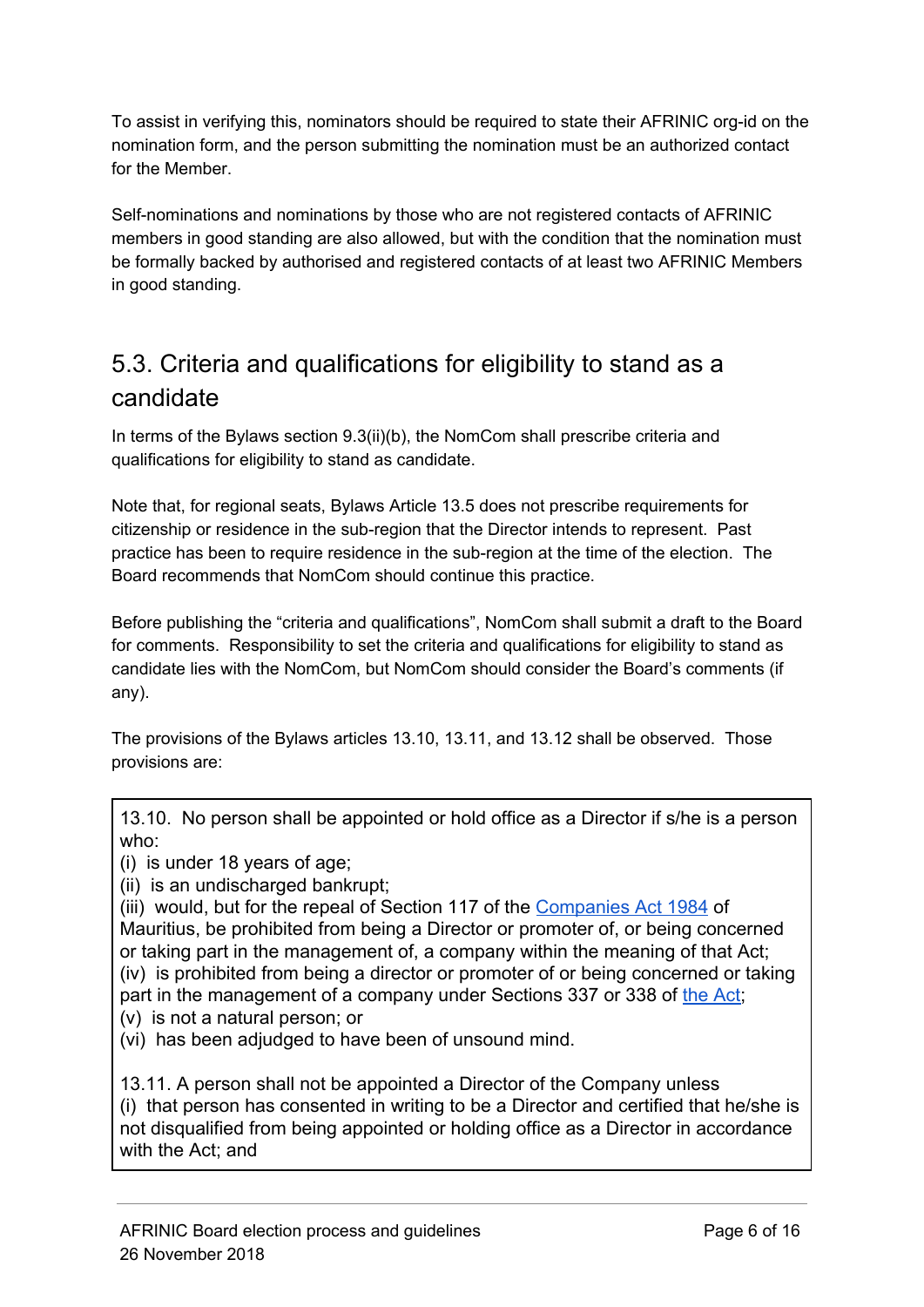To assist in verifying this, nominators should be required to state their AFRINIC org-id on the nomination form, and the person submitting the nomination must be an authorized contact for the Member.

Self-nominations and nominations by those who are not registered contacts of AFRINIC members in good standing are also allowed, but with the condition that the nomination must be formally backed by authorised and registered contacts of at least two AFRINIC Members in good standing.

## 5.3. Criteria and qualifications for eligibility to stand as a candidate

In terms of the Bylaws section 9.3(ii)(b), the NomCom shall prescribe criteria and qualifications for eligibility to stand as candidate.

Note that, for regional seats, Bylaws Article 13.5 does not prescribe requirements for citizenship or residence in the sub-region that the Director intends to represent. Past practice has been to require residence in the sub-region at the time of the election. The Board recommends that NomCom should continue this practice.

Before publishing the "criteria and qualifications", NomCom shall submit a draft to the Board for comments. Responsibility to set the criteria and qualifications for eligibility to stand as candidate lies with the NomCom, but NomCom should consider the Board's comments (if any).

The provisions of the Bylaws articles 13.10, 13.11, and 13.12 shall be observed. Those provisions are:

> 13.10. No person shall be appointed or hold office as a Director if s/he is a person who:
> (i) is under 18 years of age;
> (ii) is an undischarged bankrupt;
> (iii) would, but for the repeal of Section 117 of the Companies Act 1984 of Mauritius, be prohibited from being a Director or promoter of, or being concerned or taking part in the management of, a company within the meaning of that Act;
> (iv) is prohibited from being a director or promoter of or being concerned or taking part in the management of a company under Sections 337 or 338 of the Act;
> (v) is not a natural person; or
> (vi) has been adjudged to have been of unsound mind.
>
> 13.11. A person shall not be appointed a Director of the Company unless
> (i) that person has consented in writing to be a Director and certified that he/she is not disqualified from being appointed or holding office as a Director in accordance with the Act; and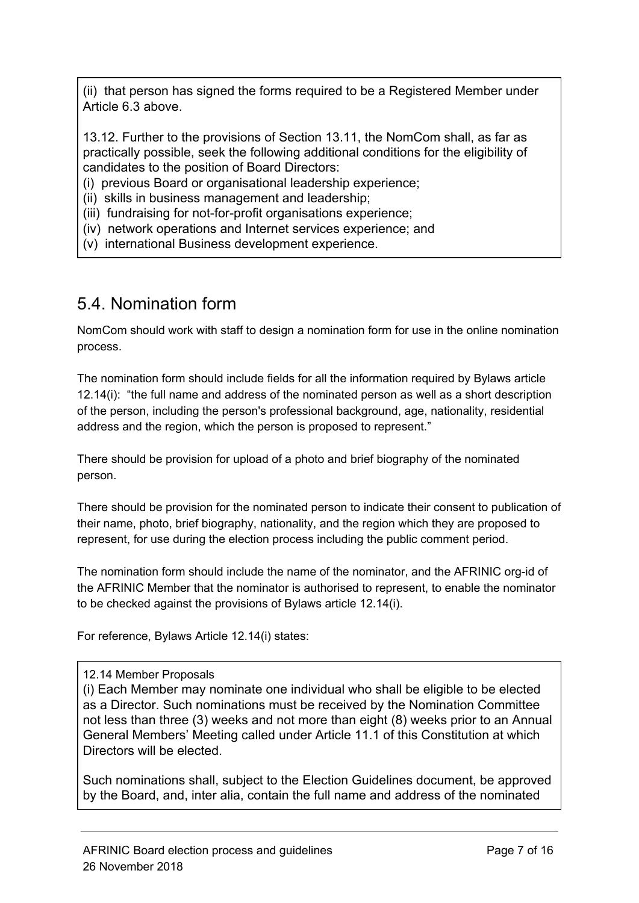(ii) that person has signed the forms required to be a Registered Member under Article 6.3 above.

13.12. Further to the provisions of Section 13.11, the NomCom shall, as far as practically possible, seek the following additional conditions for the eligibility of candidates to the position of Board Directors:

(i) previous Board or organisational leadership experience;
(ii) skills in business management and leadership;
(iii) fundraising for not-for-profit organisations experience;
(iv) network operations and Internet services experience; and
(v) international Business development experience.

## 5.4. Nomination form

NomCom should work with staff to design a nomination form for use in the online nomination process.

The nomination form should include fields for all the information required by Bylaws article 12.14(i): "the full name and address of the nominated person as well as a short description of the person, including the person's professional background, age, nationality, residential address and the region, which the person is proposed to represent."

There should be provision for upload of a photo and brief biography of the nominated person.

There should be provision for the nominated person to indicate their consent to publication of their name, photo, brief biography, nationality, and the region which they are proposed to represent, for use during the election process including the public comment period.

The nomination form should include the name of the nominator, and the AFRINIC org-id of the AFRINIC Member that the nominator is authorised to represent, to enable the nominator to be checked against the provisions of Bylaws article 12.14(i).

For reference, Bylaws Article 12.14(i) states:

12.14 Member Proposals

(i) Each Member may nominate one individual who shall be eligible to be elected as a Director. Such nominations must be received by the Nomination Committee not less than three (3) weeks and not more than eight (8) weeks prior to an Annual General Members' Meeting called under Article 11.1 of this Constitution at which Directors will be elected.

Such nominations shall, subject to the Election Guidelines document, be approved by the Board, and, inter alia, contain the full name and address of the nominated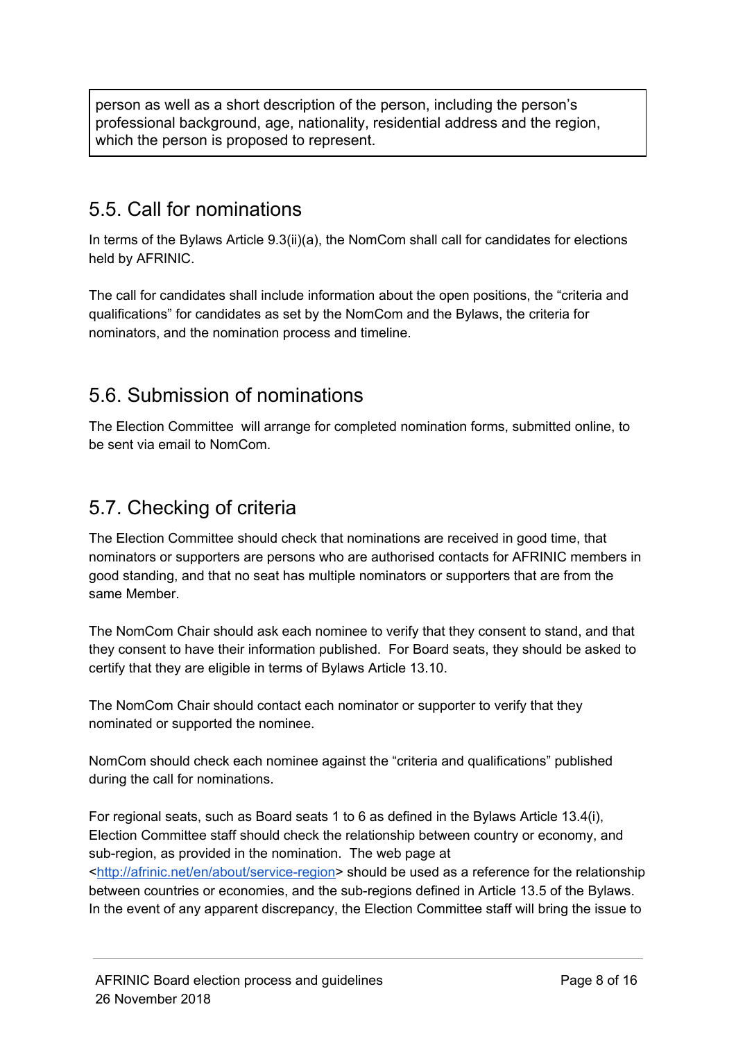person as well as a short description of the person, including the person's professional background, age, nationality, residential address and the region, which the person is proposed to represent.

## 5.5. Call for nominations

In terms of the Bylaws Article 9.3(ii)(a), the NomCom shall call for candidates for elections held by AFRINIC.

The call for candidates shall include information about the open positions, the "criteria and qualifications" for candidates as set by the NomCom and the Bylaws, the criteria for nominators, and the nomination process and timeline.

## 5.6. Submission of nominations

The Election Committee will arrange for completed nomination forms, submitted online, to be sent via email to NomCom.

## 5.7. Checking of criteria

The Election Committee should check that nominations are received in good time, that nominators or supporters are persons who are authorised contacts for AFRINIC members in good standing, and that no seat has multiple nominators or supporters that are from the same Member.

The NomCom Chair should ask each nominee to verify that they consent to stand, and that they consent to have their information published. For Board seats, they should be asked to certify that they are eligible in terms of Bylaws Article 13.10.

The NomCom Chair should contact each nominator or supporter to verify that they nominated or supported the nominee.

NomCom should check each nominee against the "criteria and qualifications" published during the call for nominations.

For regional seats, such as Board seats 1 to 6 as defined in the Bylaws Article 13.4(i), Election Committee staff should check the relationship between country or economy, and sub-region, as provided in the nomination. The web page at <http://afrinic.net/en/about/service-region> should be used as a reference for the relationship between countries or economies, and the sub-regions defined in Article 13.5 of the Bylaws. In the event of any apparent discrepancy, the Election Committee staff will bring the issue to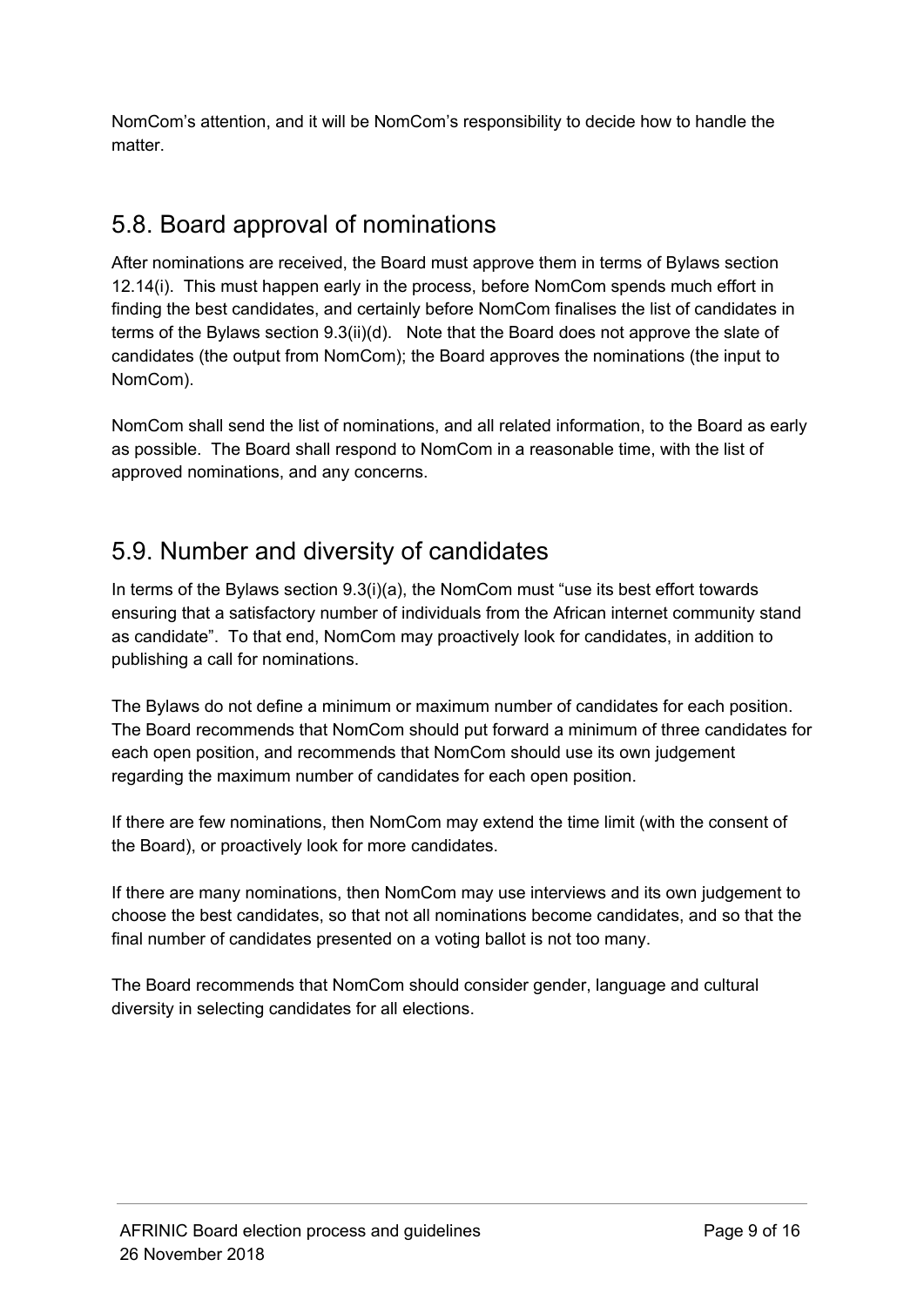NomCom's attention, and it will be NomCom's responsibility to decide how to handle the matter.

## 5.8. Board approval of nominations

After nominations are received, the Board must approve them in terms of Bylaws section 12.14(i). This must happen early in the process, before NomCom spends much effort in finding the best candidates, and certainly before NomCom finalises the list of candidates in terms of the Bylaws section 9.3(ii)(d). Note that the Board does not approve the slate of candidates (the output from NomCom); the Board approves the nominations (the input to NomCom).

NomCom shall send the list of nominations, and all related information, to the Board as early as possible. The Board shall respond to NomCom in a reasonable time, with the list of approved nominations, and any concerns.

## 5.9. Number and diversity of candidates

In terms of the Bylaws section 9.3(i)(a), the NomCom must "use its best effort towards ensuring that a satisfactory number of individuals from the African internet community stand as candidate". To that end, NomCom may proactively look for candidates, in addition to publishing a call for nominations.

The Bylaws do not define a minimum or maximum number of candidates for each position. The Board recommends that NomCom should put forward a minimum of three candidates for each open position, and recommends that NomCom should use its own judgement regarding the maximum number of candidates for each open position.

If there are few nominations, then NomCom may extend the time limit (with the consent of the Board), or proactively look for more candidates.

If there are many nominations, then NomCom may use interviews and its own judgement to choose the best candidates, so that not all nominations become candidates, and so that the final number of candidates presented on a voting ballot is not too many.

The Board recommends that NomCom should consider gender, language and cultural diversity in selecting candidates for all elections.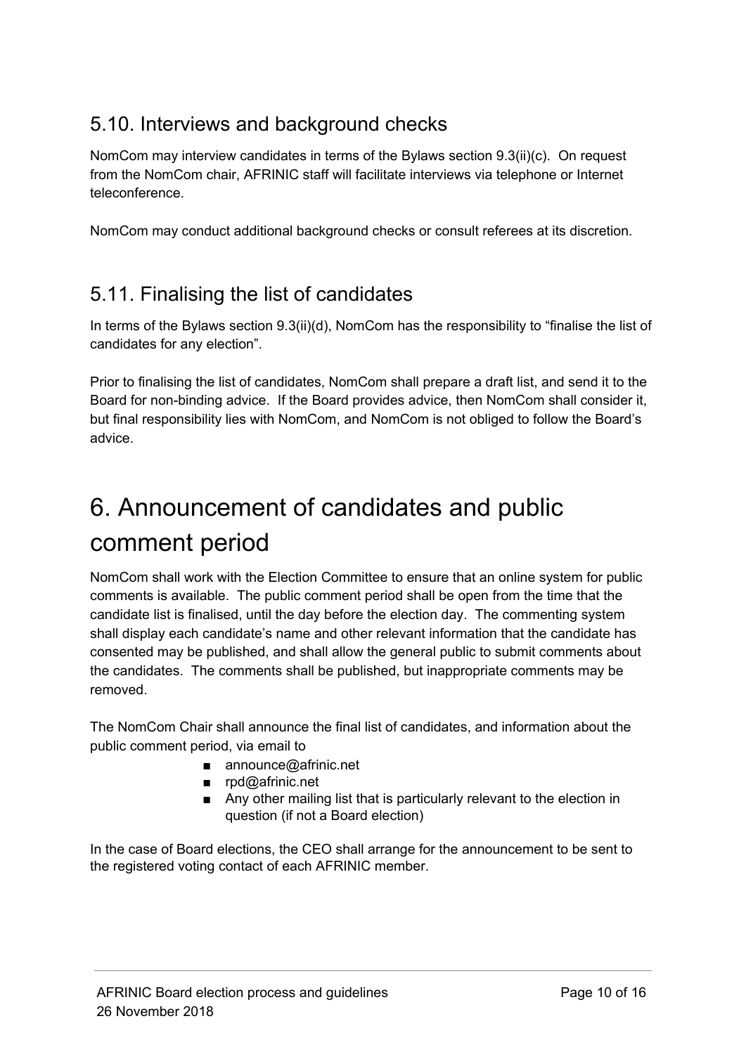## 5.10. Interviews and background checks

NomCom may interview candidates in terms of the Bylaws section 9.3(ii)(c). On request from the NomCom chair, AFRINIC staff will facilitate interviews via telephone or Internet teleconference.

NomCom may conduct additional background checks or consult referees at its discretion.

## 5.11. Finalising the list of candidates

In terms of the Bylaws section 9.3(ii)(d), NomCom has the responsibility to "finalise the list of candidates for any election".

Prior to finalising the list of candidates, NomCom shall prepare a draft list, and send it to the Board for non-binding advice. If the Board provides advice, then NomCom shall consider it, but final responsibility lies with NomCom, and NomCom is not obliged to follow the Board's advice.

# 6. Announcement of candidates and public comment period

NomCom shall work with the Election Committee to ensure that an online system for public comments is available. The public comment period shall be open from the time that the candidate list is finalised, until the day before the election day. The commenting system shall display each candidate's name and other relevant information that the candidate has consented may be published, and shall allow the general public to submit comments about the candidates. The comments shall be published, but inappropriate comments may be removed.

The NomCom Chair shall announce the final list of candidates, and information about the public comment period, via email to

- announce@afrinic.net
- rpd@afrinic.net
- Any other mailing list that is particularly relevant to the election in question (if not a Board election)

In the case of Board elections, the CEO shall arrange for the announcement to be sent to the registered voting contact of each AFRINIC member.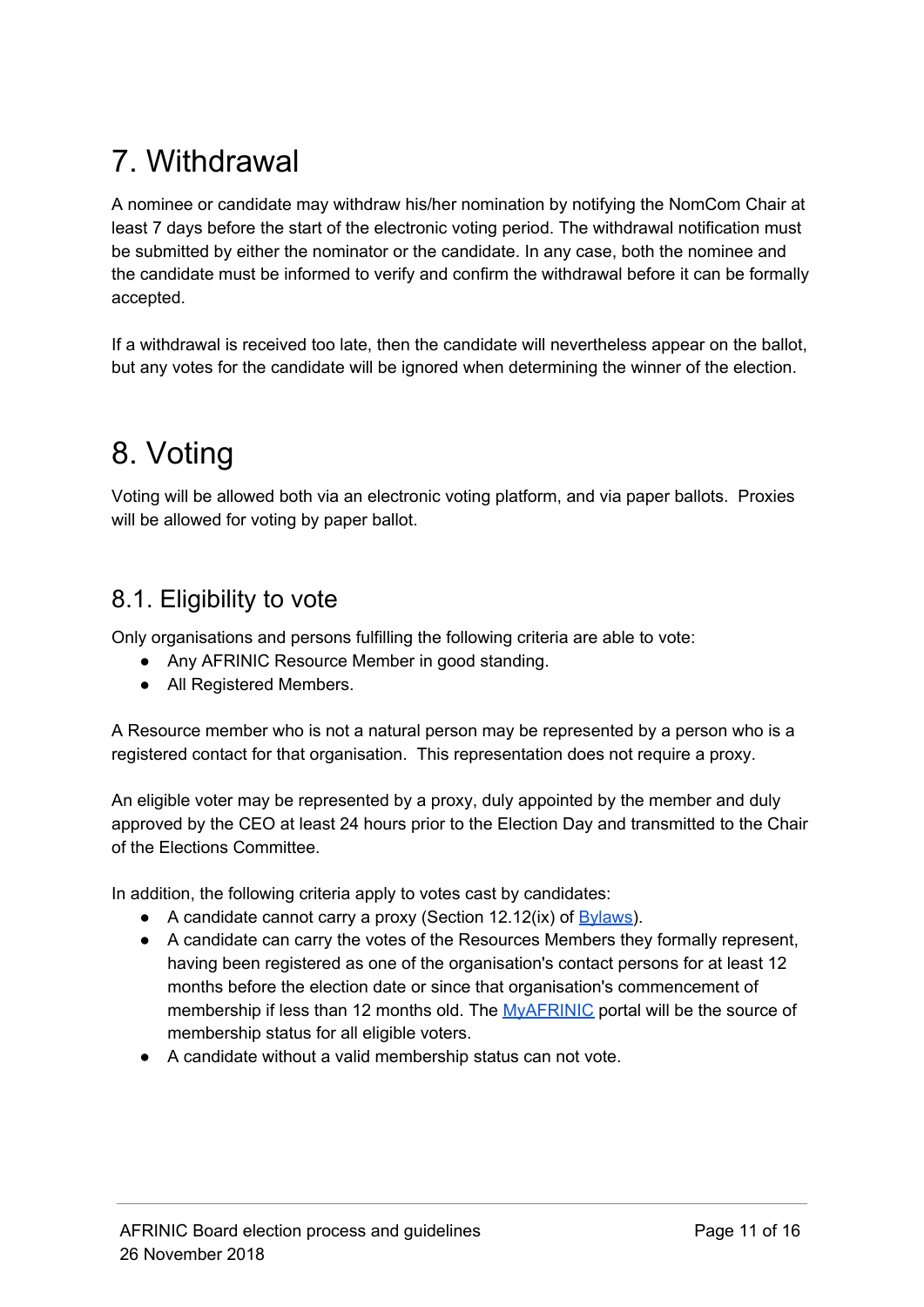# 7. Withdrawal

A nominee or candidate may withdraw his/her nomination by notifying the NomCom Chair at least 7 days before the start of the electronic voting period. The withdrawal notification must be submitted by either the nominator or the candidate. In any case, both the nominee and the candidate must be informed to verify and confirm the withdrawal before it can be formally accepted.

If a withdrawal is received too late, then the candidate will nevertheless appear on the ballot, but any votes for the candidate will be ignored when determining the winner of the election.

# 8. Voting

Voting will be allowed both via an electronic voting platform, and via paper ballots. Proxies will be allowed for voting by paper ballot.

## 8.1. Eligibility to vote

Only organisations and persons fulfilling the following criteria are able to vote:

- Any AFRINIC Resource Member in good standing.
- All Registered Members.

A Resource member who is not a natural person may be represented by a person who is a registered contact for that organisation. This representation does not require a proxy.

An eligible voter may be represented by a proxy, duly appointed by the member and duly approved by the CEO at least 24 hours prior to the Election Day and transmitted to the Chair of the Elections Committee.

In addition, the following criteria apply to votes cast by candidates:

- A candidate cannot carry a proxy (Section 12.12(ix) of Bylaws).
- A candidate can carry the votes of the Resources Members they formally represent, having been registered as one of the organisation's contact persons for at least 12 months before the election date or since that organisation's commencement of membership if less than 12 months old. The MyAFRINIC portal will be the source of membership status for all eligible voters.
- A candidate without a valid membership status can not vote.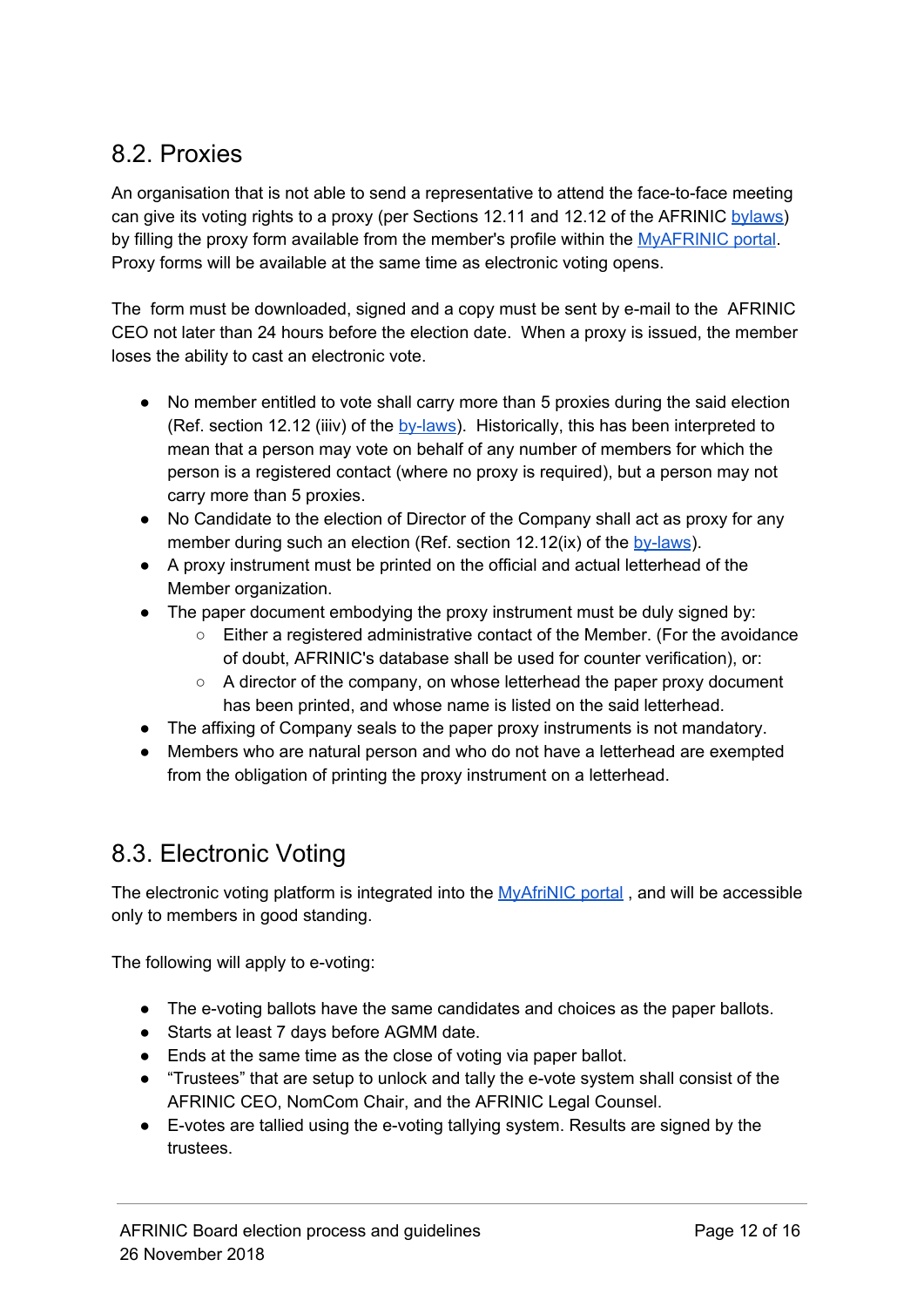## 8.2. Proxies

An organisation that is not able to send a representative to attend the face-to-face meeting can give its voting rights to a proxy (per Sections 12.11 and 12.12 of the AFRINIC bylaws) by filling the proxy form available from the member's profile within the MyAFRINIC portal. Proxy forms will be available at the same time as electronic voting opens.

The form must be downloaded, signed and a copy must be sent by e-mail to the AFRINIC CEO not later than 24 hours before the election date. When a proxy is issued, the member loses the ability to cast an electronic vote.

- No member entitled to vote shall carry more than 5 proxies during the said election (Ref. section 12.12 (iiiv) of the by-laws). Historically, this has been interpreted to mean that a person may vote on behalf of any number of members for which the person is a registered contact (where no proxy is required), but a person may not carry more than 5 proxies.
- No Candidate to the election of Director of the Company shall act as proxy for any member during such an election (Ref. section 12.12(ix) of the by-laws).
- A proxy instrument must be printed on the official and actual letterhead of the Member organization.
- The paper document embodying the proxy instrument must be duly signed by:
  - Either a registered administrative contact of the Member. (For the avoidance of doubt, AFRINIC's database shall be used for counter verification), or:
  - A director of the company, on whose letterhead the paper proxy document has been printed, and whose name is listed on the said letterhead.
- The affixing of Company seals to the paper proxy instruments is not mandatory.
- Members who are natural person and who do not have a letterhead are exempted from the obligation of printing the proxy instrument on a letterhead.

## 8.3. Electronic Voting

The electronic voting platform is integrated into the MyAfriNIC portal , and will be accessible only to members in good standing.

The following will apply to e-voting:

- The e-voting ballots have the same candidates and choices as the paper ballots.
- Starts at least 7 days before AGMM date.
- Ends at the same time as the close of voting via paper ballot.
- "Trustees" that are setup to unlock and tally the e-vote system shall consist of the AFRINIC CEO, NomCom Chair, and the AFRINIC Legal Counsel.
- E-votes are tallied using the e-voting tallying system. Results are signed by the trustees.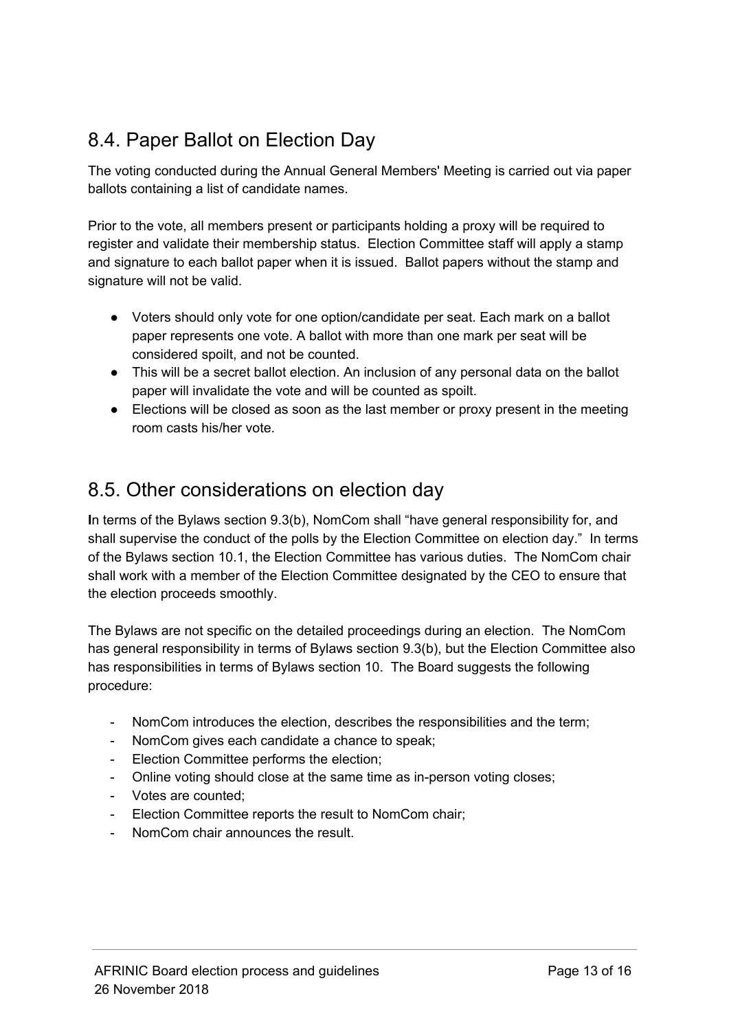## 8.4. Paper Ballot on Election Day

The voting conducted during the Annual General Members' Meeting is carried out via paper ballots containing a list of candidate names.

Prior to the vote, all members present or participants holding a proxy will be required to register and validate their membership status. Election Committee staff will apply a stamp and signature to each ballot paper when it is issued. Ballot papers without the stamp and signature will not be valid.

- Voters should only vote for one option/candidate per seat. Each mark on a ballot paper represents one vote. A ballot with more than one mark per seat will be considered spoilt, and not be counted.
- This will be a secret ballot election. An inclusion of any personal data on the ballot paper will invalidate the vote and will be counted as spoilt.
- Elections will be closed as soon as the last member or proxy present in the meeting room casts his/her vote.

## 8.5. Other considerations on election day

**I**n terms of the Bylaws section 9.3(b), NomCom shall "have general responsibility for, and shall supervise the conduct of the polls by the Election Committee on election day." In terms of the Bylaws section 10.1, the Election Committee has various duties. The NomCom chair shall work with a member of the Election Committee designated by the CEO to ensure that the election proceeds smoothly.

The Bylaws are not specific on the detailed proceedings during an election. The NomCom has general responsibility in terms of Bylaws section 9.3(b), but the Election Committee also has responsibilities in terms of Bylaws section 10. The Board suggests the following procedure:

- NomCom introduces the election, describes the responsibilities and the term;
- NomCom gives each candidate a chance to speak;
- Election Committee performs the election;
- Online voting should close at the same time as in-person voting closes;
- Votes are counted;
- Election Committee reports the result to NomCom chair;
- NomCom chair announces the result.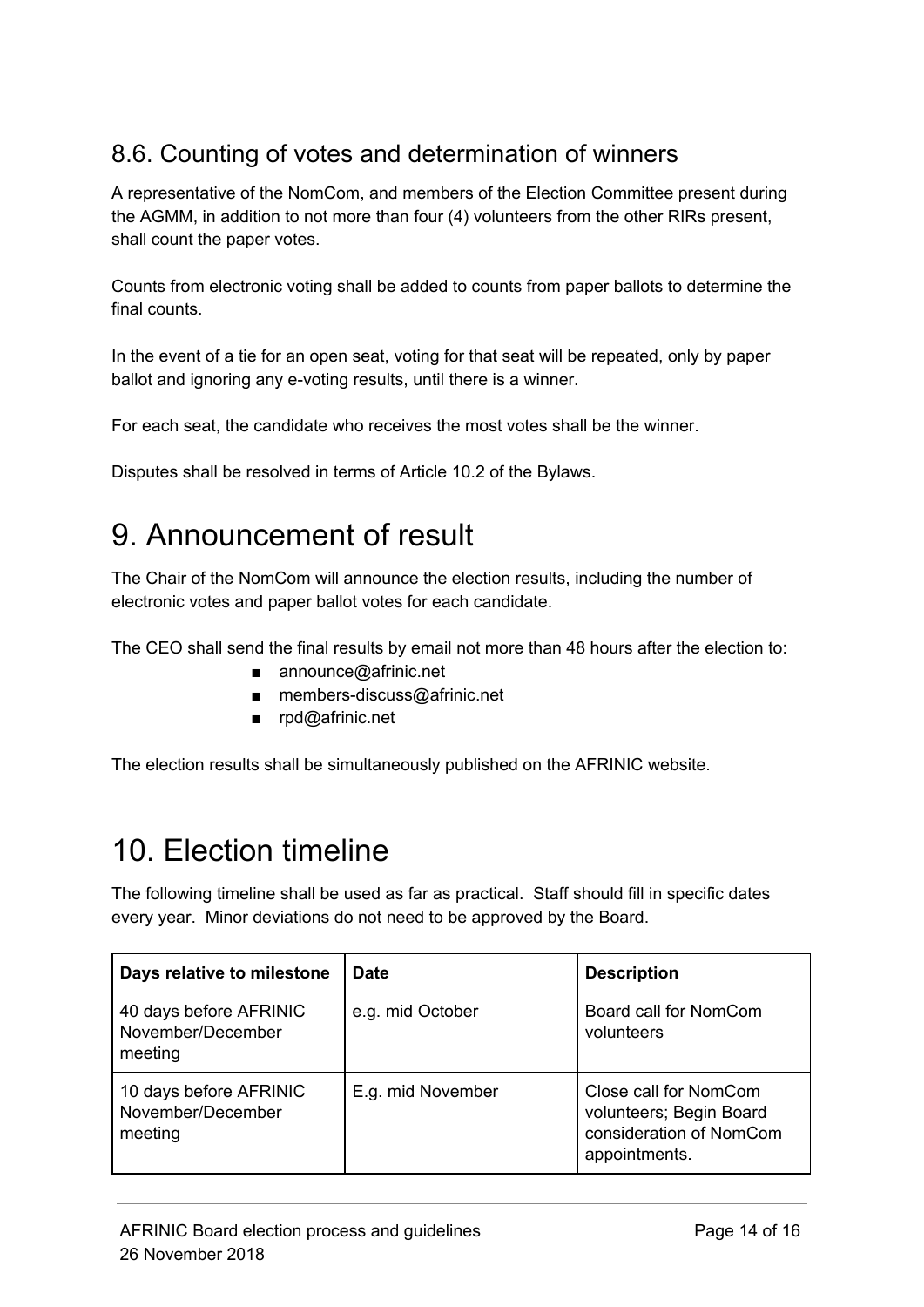## 8.6. Counting of votes and determination of winners

A representative of the NomCom, and members of the Election Committee present during the AGMM, in addition to not more than four (4) volunteers from the other RIRs present, shall count the paper votes.

Counts from electronic voting shall be added to counts from paper ballots to determine the final counts.

In the event of a tie for an open seat, voting for that seat will be repeated, only by paper ballot and ignoring any e-voting results, until there is a winner.

For each seat, the candidate who receives the most votes shall be the winner.

Disputes shall be resolved in terms of Article 10.2 of the Bylaws.

# 9. Announcement of result

The Chair of the NomCom will announce the election results, including the number of electronic votes and paper ballot votes for each candidate.

The CEO shall send the final results by email not more than 48 hours after the election to:

- announce@afrinic.net
- members-discuss@afrinic.net
- rpd@afrinic.net

The election results shall be simultaneously published on the AFRINIC website.

# 10. Election timeline

The following timeline shall be used as far as practical. Staff should fill in specific dates every year. Minor deviations do not need to be approved by the Board.

| Days relative to milestone | Date | Description |
|---|---|---|
| 40 days before AFRINIC November/December meeting | e.g. mid October | Board call for NomCom volunteers |
| 10 days before AFRINIC November/December meeting | E.g. mid November | Close call for NomCom volunteers; Begin Board consideration of NomCom appointments. |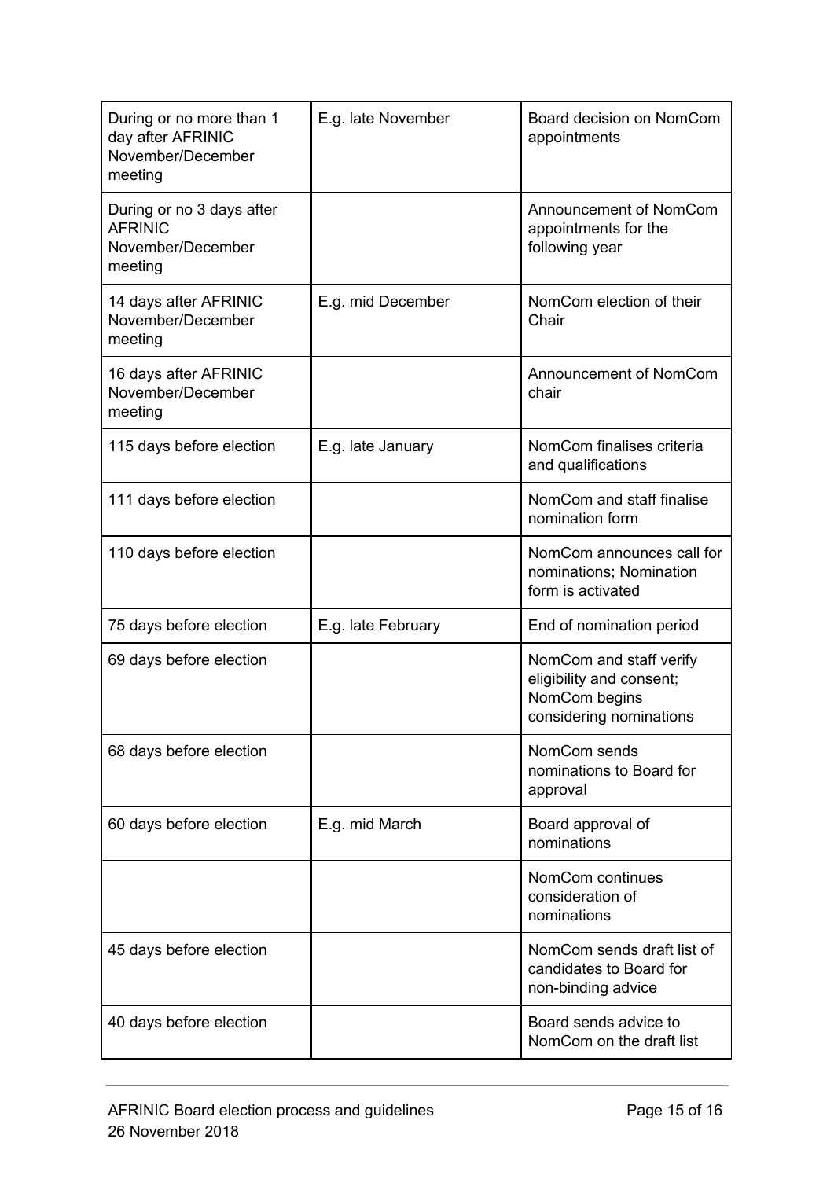| During or no more than 1 day after AFRINIC November/December meeting | E.g. late November | Board decision on NomCom appointments |
|---|---|---|
| During or no 3 days after AFRINIC November/December meeting | | Announcement of NomCom appointments for the following year |
| 14 days after AFRINIC November/December meeting | E.g. mid December | NomCom election of their Chair |
| 16 days after AFRINIC November/December meeting | | Announcement of NomCom chair |
| 115 days before election | E.g. late January | NomCom finalises criteria and qualifications |
| 111 days before election | | NomCom and staff finalise nomination form |
| 110 days before election | | NomCom announces call for nominations; Nomination form is activated |
| 75 days before election | E.g. late February | End of nomination period |
| 69 days before election | | NomCom and staff verify eligibility and consent; NomCom begins considering nominations |
| 68 days before election | | NomCom sends nominations to Board for approval |
| 60 days before election | E.g. mid March | Board approval of nominations |
| | | NomCom continues consideration of nominations |
| 45 days before election | | NomCom sends draft list of candidates to Board for non-binding advice |
| 40 days before election | | Board sends advice to NomCom on the draft list |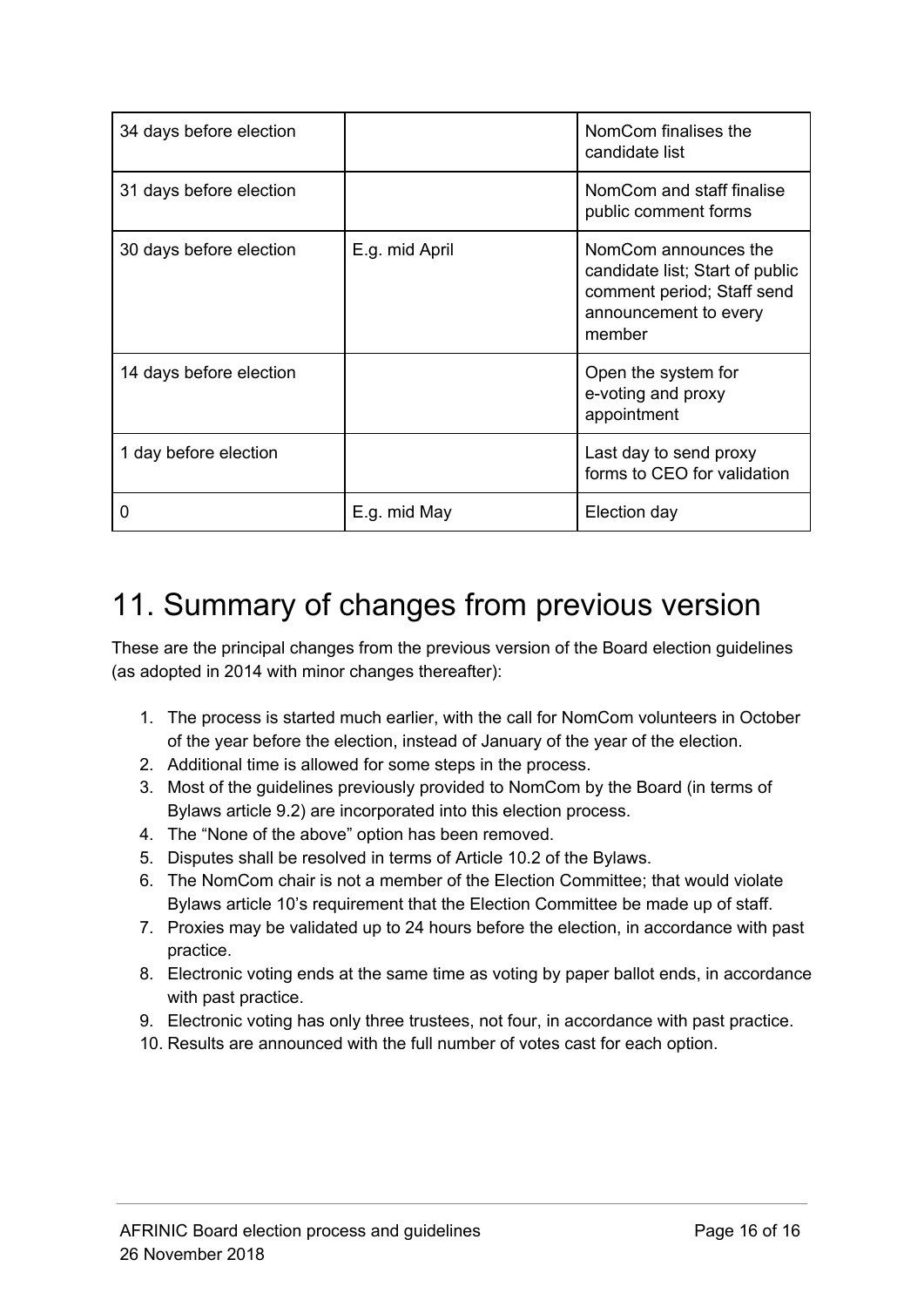| | | |
|---|---|---|
| 34 days before election | | NomCom finalises the candidate list |
| 31 days before election | | NomCom and staff finalise public comment forms |
| 30 days before election | E.g. mid April | NomCom announces the candidate list; Start of public comment period; Staff send announcement to every member |
| 14 days before election | | Open the system for e-voting and proxy appointment |
| 1 day before election | | Last day to send proxy forms to CEO for validation |
| 0 | E.g. mid May | Election day |

# 11. Summary of changes from previous version

These are the principal changes from the previous version of the Board election guidelines (as adopted in 2014 with minor changes thereafter):

1. The process is started much earlier, with the call for NomCom volunteers in October of the year before the election, instead of January of the year of the election.
2. Additional time is allowed for some steps in the process.
3. Most of the guidelines previously provided to NomCom by the Board (in terms of Bylaws article 9.2) are incorporated into this election process.
4. The "None of the above" option has been removed.
5. Disputes shall be resolved in terms of Article 10.2 of the Bylaws.
6. The NomCom chair is not a member of the Election Committee; that would violate Bylaws article 10's requirement that the Election Committee be made up of staff.
7. Proxies may be validated up to 24 hours before the election, in accordance with past practice.
8. Electronic voting ends at the same time as voting by paper ballot ends, in accordance with past practice.
9. Electronic voting has only three trustees, not four, in accordance with past practice.
10. Results are announced with the full number of votes cast for each option.